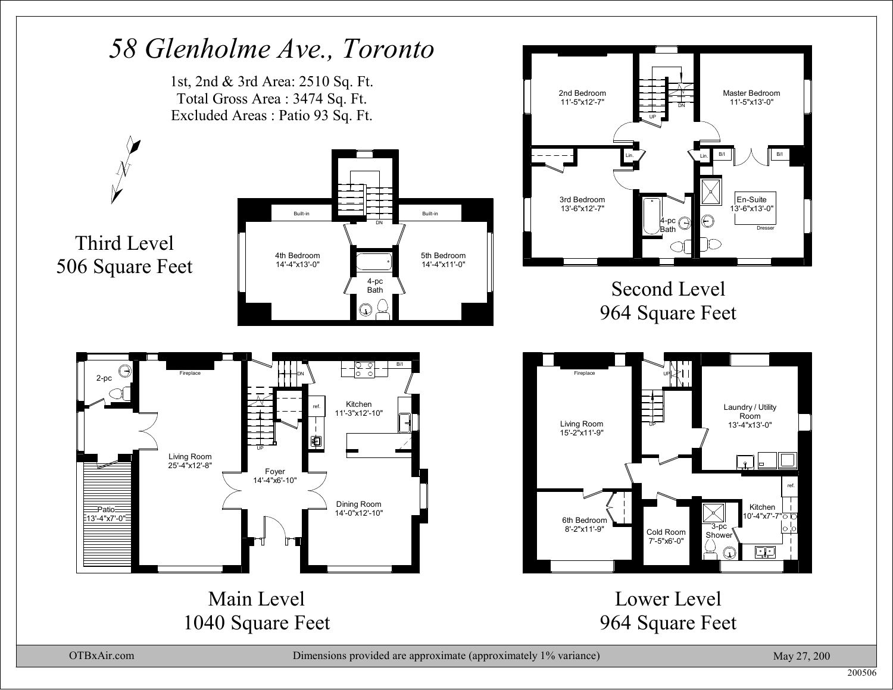# 58 Glenholme Ave., Toronto

1st, 2nd & 3rd Area: 2510 Sq. Ft.
Total Gross Area : 3474 Sq. Ft.
Excluded Areas : Patio 93 Sq. Ft.

N

## Third Level
506 Square Feet

- Built-in
- Built-in
- DN
- 4th Bedroom 14'-4"x13'-0"
- 5th Bedroom 14'-4"x11'-0"
- 4-pc Bath

## Second Level
964 Square Feet

- 2nd Bedroom 11'-5"x12'-7"
- Master Bedroom 11'-5"x13'-0"
- UP
- DN
- Lin.
- Lin.
- B/I
- B/I
- 3rd Bedroom 13'-6"x12'-7"
- En-Suite 13'-6"x13'-0"
- 4-pc Bath
- Dresser

## Main Level
1040 Square Feet

- 2-pc
- Fireplace
- DN
- B/I
- ref.
- Kitchen 11'-3"x12'-10"
- UP
- Living Room 25'-4"x12'-8"
- Foyer 14'-4"x6'-10"
- Patio 13'-4"x7'-0"
- Dining Room 14'-0"x12'-10"

## Lower Level
964 Square Feet

- Fireplace
- UP
- UP
- Laundry / Utility Room 13'-4"x13'-0"
- Living Room 15'-2"x11'-9"
- ref.
- 6th Bedroom 8'-2"x11'-9"
- Kitchen 10'-4"x7'-7"
- 3-pc Shower
- Cold Room 7'-5"x6'-0"

OTBxAir.com | Dimensions provided are approximate (approximately 1% variance) | May 27, 200

200506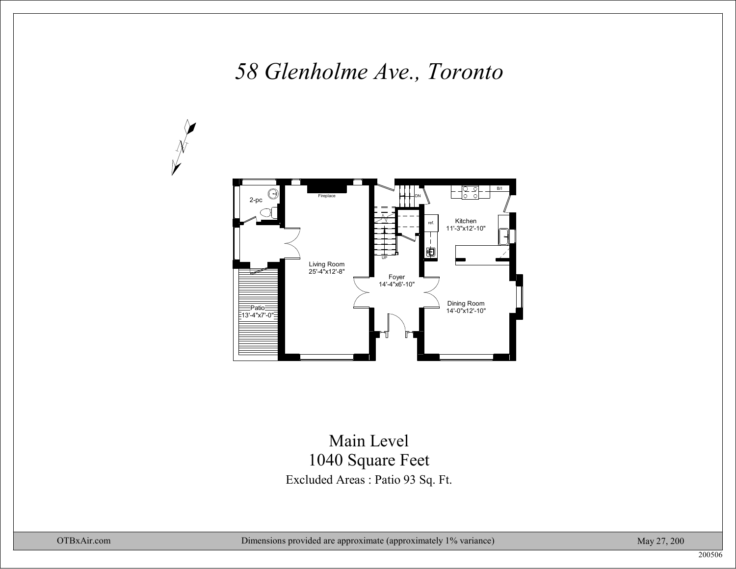# *58 Glenholme Ave., Toronto*

2-pc

Fireplace

DN

B/I

Kitchen
11'-3"x12'-10"

ref.

UP

Living Room
25'-4"x12'-8"

Foyer
14'-4"x6'-10"

Patio
13'-4"x7'-0"

Dining Room
14'-0"x12'-10"

Main Level
1040 Square Feet
Excluded Areas : Patio 93 Sq. Ft.

OTBxAir.com — Dimensions provided are approximate (approximately 1% variance) — May 27, 200

200506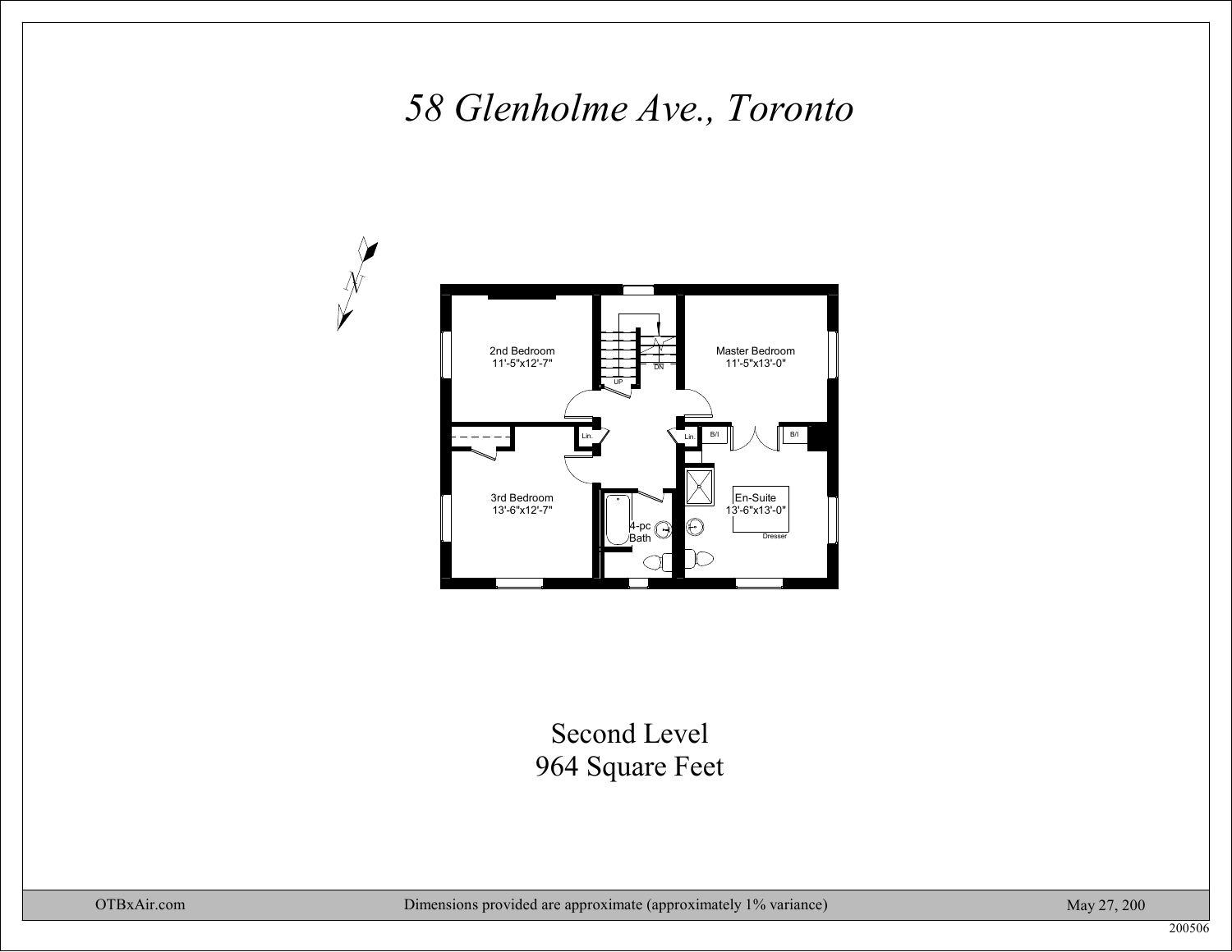# *58 Glenholme Ave., Toronto*

2nd Bedroom
11'-5"x12'-7"

Master Bedroom
11'-5"x13'-0"

UP

DN

Lin.

Lin.

B/I

B/I

3rd Bedroom
13'-6"x12'-7"

4-pc
Bath

En-Suite
13'-6"x13'-0"

Dresser

Second Level
964 Square Feet

OTBxAir.com | Dimensions provided are approximate (approximately 1% variance) | May 27, 200

200506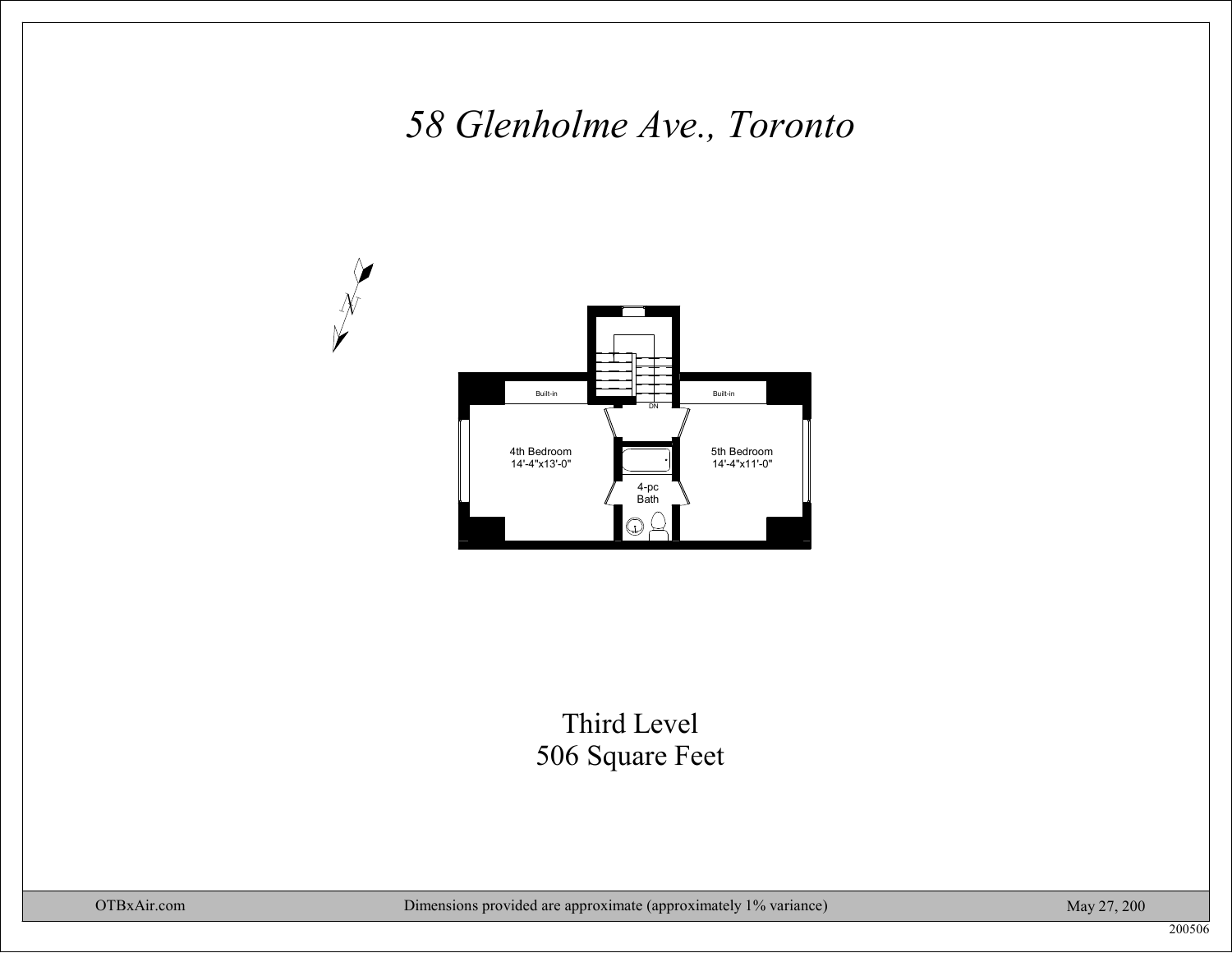# *58 Glenholme Ave., Toronto*

Built-in

Built-in

DN

4th Bedroom
14'-4"x13'-0"

5th Bedroom
14'-4"x11'-0"

4-pc
Bath

Third Level
506 Square Feet

OTBxAir.com — Dimensions provided are approximate (approximately 1% variance) — May 27, 200

200506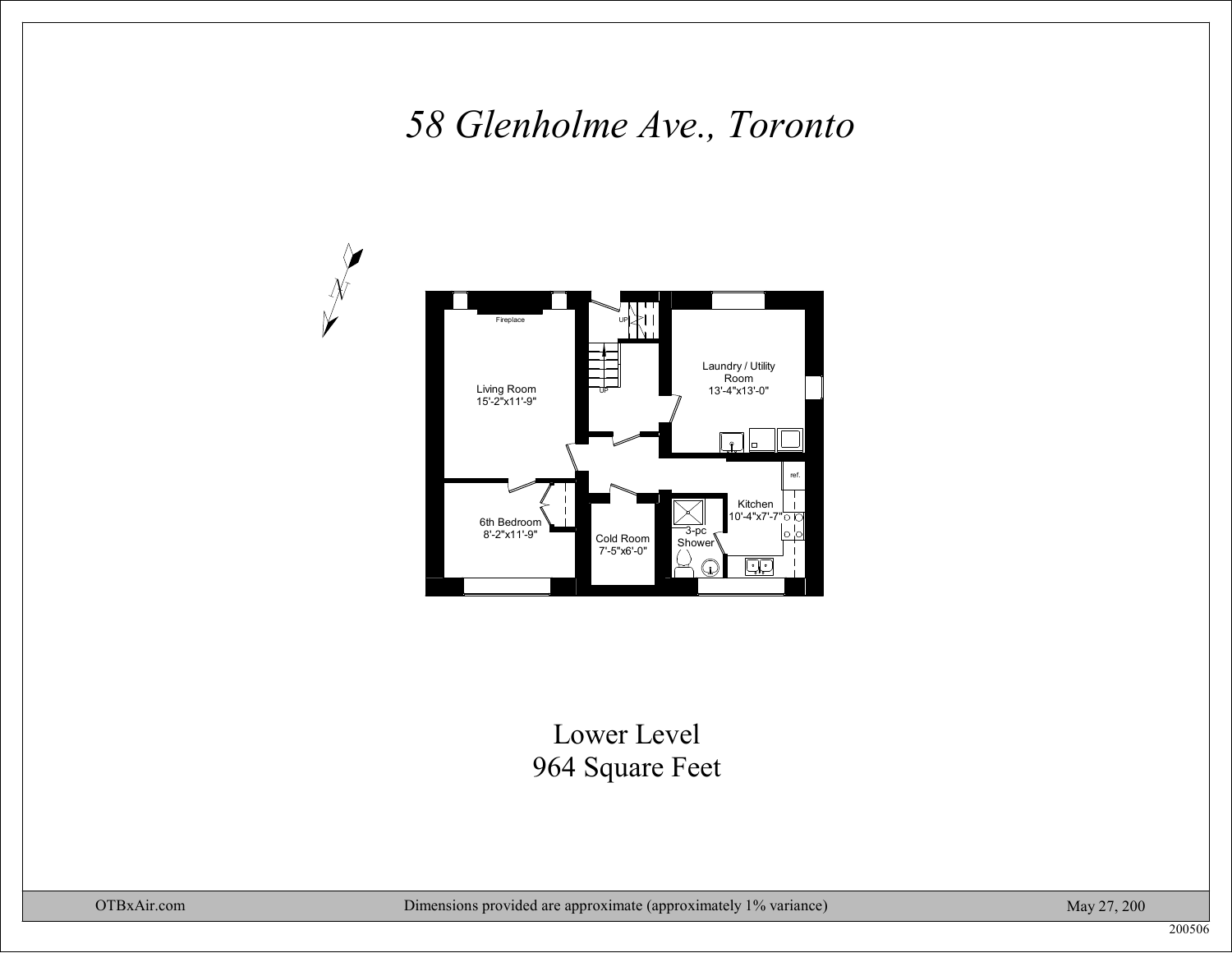# 58 Glenholme Ave., Toronto

N

Fireplace

UP

UP

Living Room
15'-2"x11'-9"

Laundry / Utility Room
13'-4"x13'-0"

ref.

6th Bedroom
8'-2"x11'-9"

Kitchen
10'-4"x7'-7"

3-pc Shower

Cold Room
7'-5"x6'-0"

Lower Level
964 Square Feet

OTBxAir.com — Dimensions provided are approximate (approximately 1% variance) — May 27, 200

200506